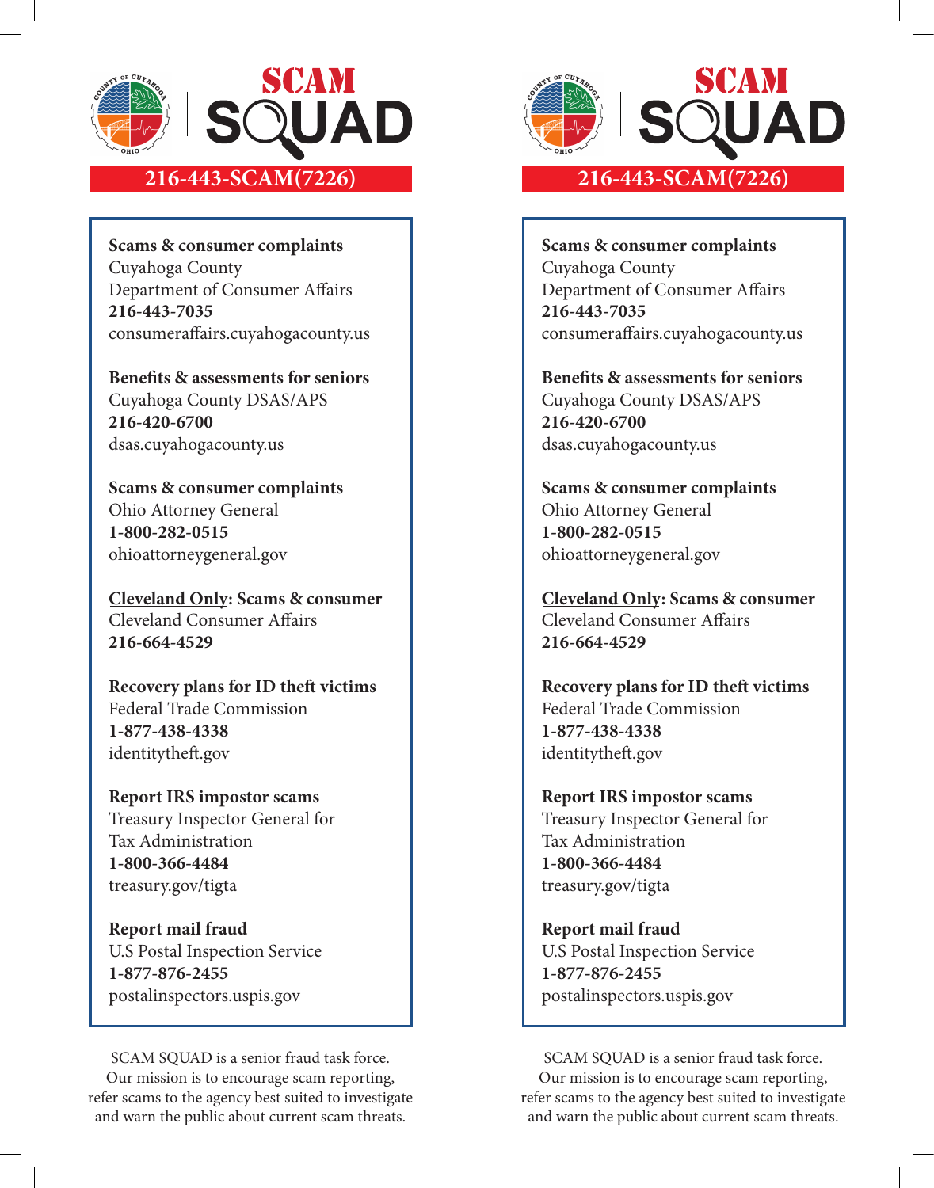# SCAM SQUAD

**216-443-SCAM(7226)**

**Scams & consumer complaints**
Cuyahoga County
Department of Consumer Affairs
**216-443-7035**
consumeraffairs.cuyahogacounty.us

**Benefits & assessments for seniors**
Cuyahoga County DSAS/APS
**216-420-6700**
dsas.cuyahogacounty.us

**Scams & consumer complaints**
Ohio Attorney General
**1-800-282-0515**
ohioattorneygeneral.gov

**<u>Cleveland Only</u>: Scams & consumer**
Cleveland Consumer Affairs
**216-664-4529**

**Recovery plans for ID theft victims**
Federal Trade Commission
**1-877-438-4338**
identitytheft.gov

**Report IRS impostor scams**
Treasury Inspector General for
Tax Administration
**1-800-366-4484**
treasury.gov/tigta

**Report mail fraud**
U.S Postal Inspection Service
**1-877-876-2455**
postalinspectors.uspis.gov

SCAM SQUAD is a senior fraud task force.
Our mission is to encourage scam reporting,
refer scams to the agency best suited to investigate
and warn the public about current scam threats.

# SCAM SQUAD

**216-443-SCAM(7226)**

**Scams & consumer complaints**
Cuyahoga County
Department of Consumer Affairs
**216-443-7035**
consumeraffairs.cuyahogacounty.us

**Benefits & assessments for seniors**
Cuyahoga County DSAS/APS
**216-420-6700**
dsas.cuyahogacounty.us

**Scams & consumer complaints**
Ohio Attorney General
**1-800-282-0515**
ohioattorneygeneral.gov

**<u>Cleveland Only</u>: Scams & consumer**
Cleveland Consumer Affairs
**216-664-4529**

**Recovery plans for ID theft victims**
Federal Trade Commission
**1-877-438-4338**
identitytheft.gov

**Report IRS impostor scams**
Treasury Inspector General for
Tax Administration
**1-800-366-4484**
treasury.gov/tigta

**Report mail fraud**
U.S Postal Inspection Service
**1-877-876-2455**
postalinspectors.uspis.gov

SCAM SQUAD is a senior fraud task force.
Our mission is to encourage scam reporting,
refer scams to the agency best suited to investigate
and warn the public about current scam threats.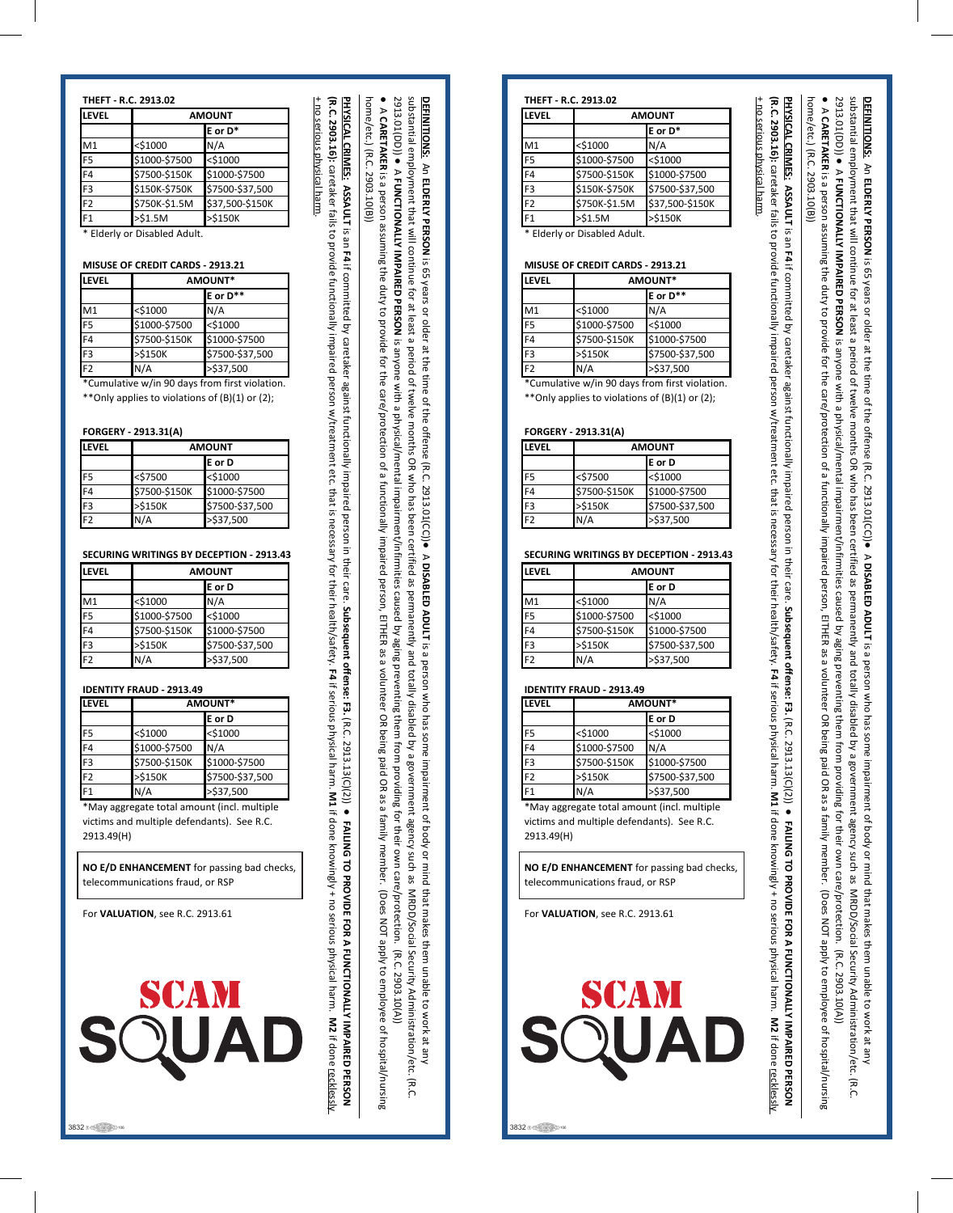**THEFT - R.C. 2913.02**

| LEVEL | AMOUNT | |
|---|---|---|
| | | E or D* |
| M1 | <$1000 | N/A |
| F5 | $1000-$7500 | <$1000 |
| F4 | $7500-$150K | $1000-$7500 |
| F3 | $150K-$750K | $7500-$37,500 |
| F2 | $750K-$1.5M | $37,500-$150K |
| F1 | >$1.5M | >$150K |

* Elderly or Disabled Adult.

**MISUSE OF CREDIT CARDS - 2913.21**

| LEVEL | AMOUNT* | |
|---|---|---|
| | | E or D** |
| M1 | <$1000 | N/A |
| F5 | $1000-$7500 | <$1000 |
| F4 | $7500-$150K | $1000-$7500 |
| F3 | >$150K | $7500-$37,500 |
| F2 | N/A | >$37,500 |

*Cumulative w/in 90 days from first violation.
**Only applies to violations of (B)(1) or (2);

**FORGERY - 2913.31(A)**

| LEVEL | AMOUNT | |
|---|---|---|
| | | E or D |
| F5 | <$7500 | <$1000 |
| F4 | $7500-$150K | $1000-$7500 |
| F3 | >$150K | $7500-$37,500 |
| F2 | N/A | >$37,500 |

**SECURING WRITINGS BY DECEPTION - 2913.43**

| LEVEL | AMOUNT | |
|---|---|---|
| | | E or D |
| M1 | <$1000 | N/A |
| F5 | $1000-$7500 | <$1000 |
| F4 | $7500-$150K | $1000-$7500 |
| F3 | >$150K | $7500-$37,500 |
| F2 | N/A | >$37,500 |

**IDENTITY FRAUD - 2913.49**

| LEVEL | AMOUNT* | |
|---|---|---|
| | | E or D |
| F5 | <$1000 | <$1000 |
| F4 | $1000-$7500 | N/A |
| F3 | $7500-$150K | $1000-$7500 |
| F2 | >$150K | $7500-$37,500 |
| F1 | N/A | >$37,500 |

*May aggregate total amount (incl. multiple victims and multiple defendants). See R.C. 2913.49(H)

**NO E/D ENHANCEMENT** for passing bad checks, telecommunications fraud, or RSP

For **VALUATION**, see R.C. 2913.61

SCAM SQUAD

**DEFINITIONS:** An **ELDERLY PERSON** is 65 years or older at the time of the offense (R.C. 2913.01(CC))● A **DISABLED ADULT** is a person who has some impairment of body or mind that makes them unable to work at any substantial employment that will continue for at least a period of twelve months OR who has been certified as permanently and totally disabled by a government agency such as MRDD/Social Security Administration/etc. (R.C. 2913.01(DD)) ● A **FUNCTIONALLY IMPAIRED PERSON** is anyone with a physical/mental impairment/infirmities caused by aging preventing them from providing for their own care/protection. (R.C. 2903.10(A)) ● A **CARETAKER** is a person assuming the duty to provide for the care/protection of a functionally impaired person, EITHER as a volunteer OR being paid OR as a family member. (Does NOT apply to employee of hospital/nursing home/etc.) (R.C. 2903.10(B))

**PHYSICAL CRIMES: ASSAULT** is an **F4** if committed by caretaker against functionally impaired person in their care. **Subsequent offense: F3.** (R.C. 2913.13(C)(2)) ● **FAILING TO PROVIDE FOR A FUNCTIONALLY IMPAIRED PERSON (R.C. 2903.16):** caretaker fails to provide functionally impaired person w/treatment etc. that is necessary for their health/safety. **F4** if serious physical harm. **M1** if done knowingly + no serious physical harm. **M2** if done recklessly + no serious physical harm.